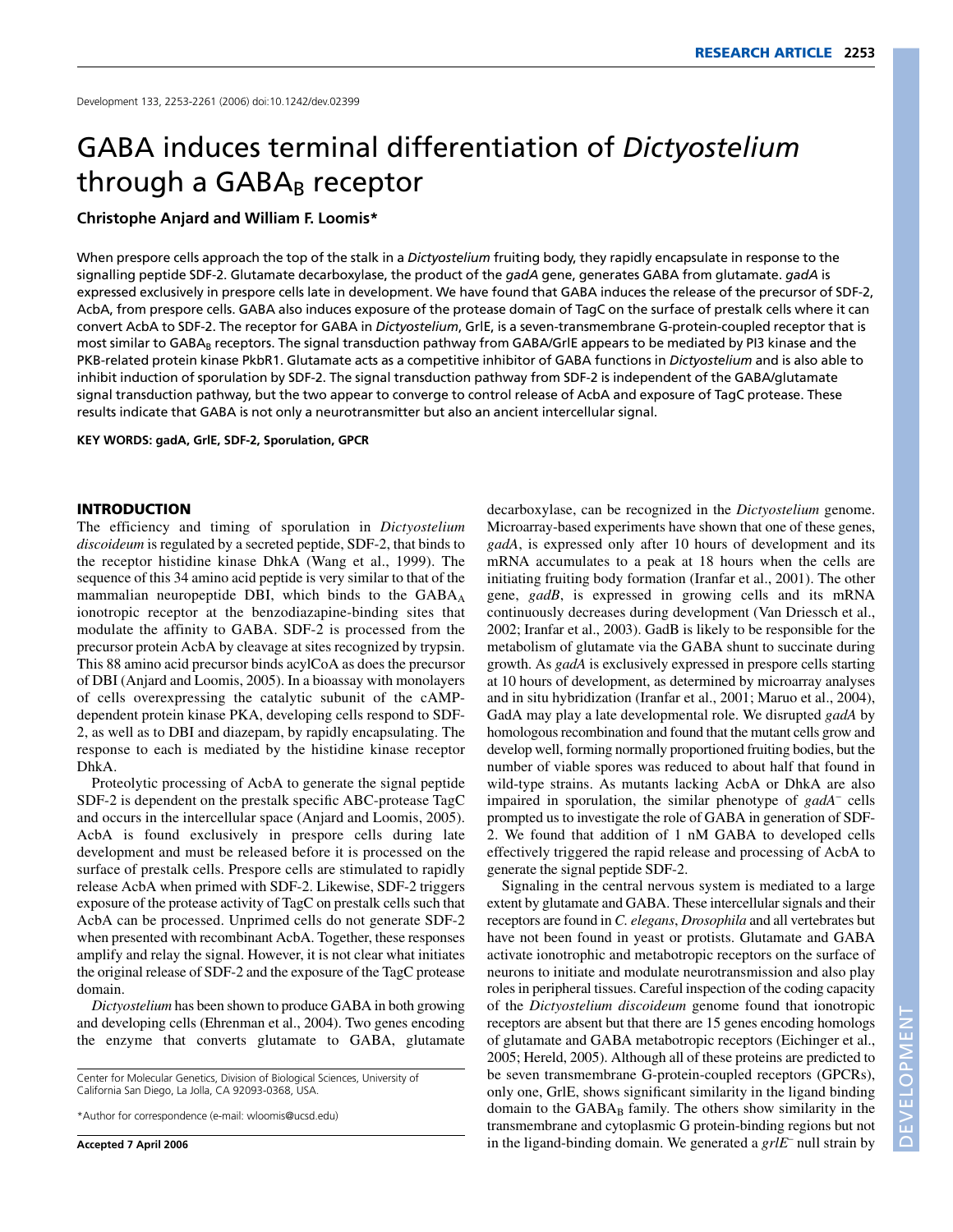# GABA induces terminal differentiation of *Dictyostelium* through a $GABA_B$ receptor

**Christophe Anjard and William F. Loomis***

When prespore cells approach the top of the stalk in a *Dictyostelium* fruiting body, they rapidly encapsulate in response to the signalling peptide SDF-2. Glutamate decarboxylase, the product of the *gadA* gene, generates GABA from glutamate. *gadA* is expressed exclusively in prespore cells late in development. We have found that GABA induces the release of the precursor of SDF-2, AcbA, from prespore cells. GABA also induces exposure of the protease domain of TagC on the surface of prestalk cells where it can convert AcbA to SDF-2. The receptor for GABA in *Dictyostelium*, GrlE, is a seven-transmembrane G-protein-coupled receptor that is most similar to $GABA_B$ receptors. The signal transduction pathway from GABA/GrlE appears to be mediated by PI3 kinase and the PKB-related protein kinase PkbR1. Glutamate acts as a competitive inhibitor of GABA functions in *Dictyostelium* and is also able to inhibit induction of sporulation by SDF-2. The signal transduction pathway from SDF-2 is independent of the GABA/glutamate signal transduction pathway, but the two appear to converge to control release of AcbA and exposure of TagC protease. These results indicate that GABA is not only a neurotransmitter but also an ancient intercellular signal.

**KEY WORDS: gadA, GrlE, SDF-2, Sporulation, GPCR**

## INTRODUCTION

The efficiency and timing of sporulation in *Dictyostelium discoideum* is regulated by a secreted peptide, SDF-2, that binds to the receptor histidine kinase DhkA (Wang et al., 1999). The sequence of this 34 amino acid peptide is very similar to that of the mammalian neuropeptide DBI, which binds to the $GABA_A$ ionotropic receptor at the benzodiazapine-binding sites that modulate the affinity to GABA. SDF-2 is processed from the precursor protein AcbA by cleavage at sites recognized by trypsin. This 88 amino acid precursor binds acylCoA as does the precursor of DBI (Anjard and Loomis, 2005). In a bioassay with monolayers of cells overexpressing the catalytic subunit of the cAMP-dependent protein kinase PKA, developing cells respond to SDF-2, as well as to DBI and diazepam, by rapidly encapsulating. The response to each is mediated by the histidine kinase receptor DhkA.

Proteolytic processing of AcbA to generate the signal peptide SDF-2 is dependent on the prestalk specific ABC-protease TagC and occurs in the intercellular space (Anjard and Loomis, 2005). AcbA is found exclusively in prespore cells during late development and must be released before it is processed on the surface of prestalk cells. Prespore cells are stimulated to rapidly release AcbA when primed with SDF-2. Likewise, SDF-2 triggers exposure of the protease activity of TagC on prestalk cells such that AcbA can be processed. Unprimed cells do not generate SDF-2 when presented with recombinant AcbA. Together, these responses amplify and relay the signal. However, it is not clear what initiates the original release of SDF-2 and the exposure of the TagC protease domain.

*Dictyostelium* has been shown to produce GABA in both growing and developing cells (Ehrenman et al., 2004). Two genes encoding the enzyme that converts glutamate to GABA, glutamate decarboxylase, can be recognized in the *Dictyostelium* genome. Microarray-based experiments have shown that one of these genes, *gadA*, is expressed only after 10 hours of development and its mRNA accumulates to a peak at 18 hours when the cells are initiating fruiting body formation (Iranfar et al., 2001). The other gene, *gadB*, is expressed in growing cells and its mRNA continuously decreases during development (Van Driessch et al., 2002; Iranfar et al., 2003). GadB is likely to be responsible for the metabolism of glutamate via the GABA shunt to succinate during growth. As *gadA* is exclusively expressed in prespore cells starting at 10 hours of development, as determined by microarray analyses and in situ hybridization (Iranfar et al., 2001; Maruo et al., 2004), GadA may play a late developmental role. We disrupted *gadA* by homologous recombination and found that the mutant cells grow and develop well, forming normally proportioned fruiting bodies, but the number of viable spores was reduced to about half that found in wild-type strains. As mutants lacking AcbA or DhkA are also impaired in sporulation, the similar phenotype of $gadA^-$ cells prompted us to investigate the role of GABA in generation of SDF-2. We found that addition of 1 nM GABA to developed cells effectively triggered the rapid release and processing of AcbA to generate the signal peptide SDF-2.

Signaling in the central nervous system is mediated to a large extent by glutamate and GABA. These intercellular signals and their receptors are found in *C. elegans*, *Drosophila* and all vertebrates but have not been found in yeast or protists. Glutamate and GABA activate ionotrophic and metabotropic receptors on the surface of neurons to initiate and modulate neurotransmission and also play roles in peripheral tissues. Careful inspection of the coding capacity of the *Dictyostelium discoideum* genome found that ionotropic receptors are absent but that there are 15 genes encoding homologs of glutamate and GABA metabotropic receptors (Eichinger et al., 2005; Hereld, 2005). Although all of these proteins are predicted to be seven transmembrane G-protein-coupled receptors (GPCRs), only one, GrlE, shows significant similarity in the ligand binding domain to the $GABA_B$ family. The others show similarity in the transmembrane and cytoplasmic G protein-binding regions but not in the ligand-binding domain. We generated a $grlE^-$ null strain by

Center for Molecular Genetics, Division of Biological Sciences, University of California San Diego, La Jolla, CA 92093-0368, USA.

*Author for correspondence (e-mail: wloomis@ucsd.edu)

**Accepted 7 April 2006**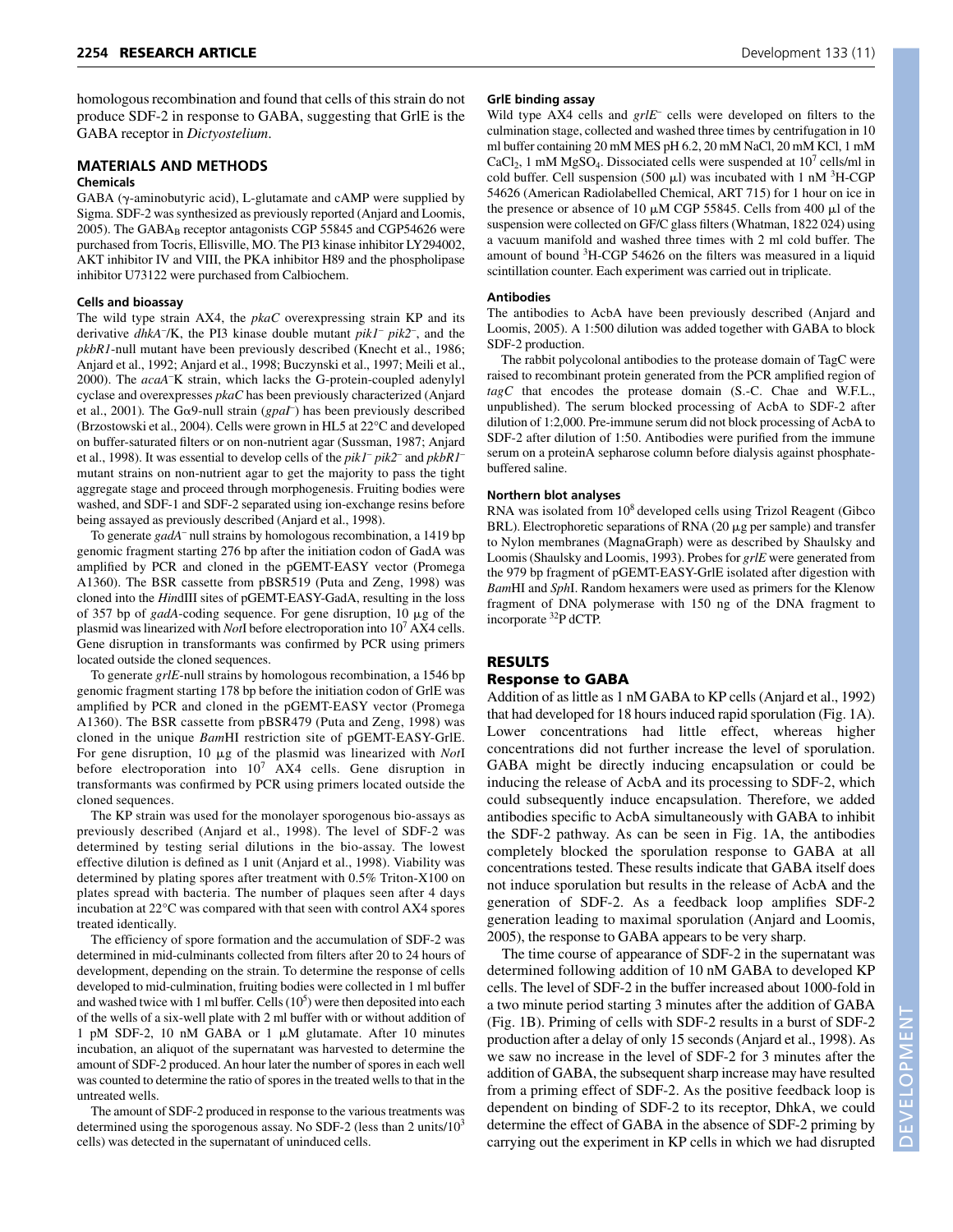homologous recombination and found that cells of this strain do not produce SDF-2 in response to GABA, suggesting that GrlE is the GABA receptor in *Dictyostelium*.

## MATERIALS AND METHODS

### Chemicals

GABA (γ-aminobutyric acid), L-glutamate and cAMP were supplied by Sigma. SDF-2 was synthesized as previously reported (Anjard and Loomis, 2005). The $GABA_B$ receptor antagonists CGP 55845 and CGP54626 were purchased from Tocris, Ellisville, MO. The PI3 kinase inhibitor LY294002, AKT inhibitor IV and VIII, the PKA inhibitor H89 and the phospholipase inhibitor U73122 were purchased from Calbiochem.

### Cells and bioassay

The wild type strain AX4, the *pkaC* overexpressing strain KP and its derivative *dhkA*⁻/K, the PI3 kinase double mutant *pik1*⁻ *pik2*⁻, and the *pkbR1*-null mutant have been previously described (Knecht et al., 1986; Anjard et al., 1992; Anjard et al., 1998; Buczynski et al., 1997; Meili et al., 2000). The *acaA*⁻K strain, which lacks the G-protein-coupled adenylyl cyclase and overexpresses *pkaC* has been previously characterized (Anjard et al., 2001). The Gα9-null strain (*gpaI*⁻) has been previously described (Brzostowski et al., 2004). Cells were grown in HL5 at 22°C and developed on buffer-saturated filters or on non-nutrient agar (Sussman, 1987; Anjard et al., 1998). It was essential to develop cells of the *pik1*⁻ *pik2*⁻ and *pkbR1*⁻ mutant strains on non-nutrient agar to get the majority to pass the tight aggregate stage and proceed through morphogenesis. Fruiting bodies were washed, and SDF-1 and SDF-2 separated using ion-exchange resins before being assayed as previously described (Anjard et al., 1998).

To generate *gadA*⁻ null strains by homologous recombination, a 1419 bp genomic fragment starting 276 bp after the initiation codon of GadA was amplified by PCR and cloned in the pGEMT-EASY vector (Promega A1360). The BSR cassette from pBSR519 (Puta and Zeng, 1998) was cloned into the *Hin*dIII sites of pGEMT-EASY-GadA, resulting in the loss of 357 bp of *gadA*-coding sequence. For gene disruption, 10 μg of the plasmid was linearized with *Not*I before electroporation into $10^7$ AX4 cells. Gene disruption in transformants was confirmed by PCR using primers located outside the cloned sequences.

To generate *grlE*-null strains by homologous recombination, a 1546 bp genomic fragment starting 178 bp before the initiation codon of GrlE was amplified by PCR and cloned in the pGEMT-EASY vector (Promega A1360). The BSR cassette from pBSR479 (Puta and Zeng, 1998) was cloned in the unique *Bam*HI restriction site of pGEMT-EASY-GrlE. For gene disruption, 10 μg of the plasmid was linearized with *Not*I before electroporation into $10^7$ AX4 cells. Gene disruption in transformants was confirmed by PCR using primers located outside the cloned sequences.

The KP strain was used for the monolayer sporogenous bio-assays as previously described (Anjard et al., 1998). The level of SDF-2 was determined by testing serial dilutions in the bio-assay. The lowest effective dilution is defined as 1 unit (Anjard et al., 1998). Viability was determined by plating spores after treatment with 0.5% Triton-X100 on plates spread with bacteria. The number of plaques seen after 4 days incubation at 22°C was compared with that seen with control AX4 spores treated identically.

The efficiency of spore formation and the accumulation of SDF-2 was determined in mid-culminants collected from filters after 20 to 24 hours of development, depending on the strain. To determine the response of cells developed to mid-culmination, fruiting bodies were collected in 1 ml buffer and washed twice with 1 ml buffer. Cells ($10^5$) were then deposited into each of the wells of a six-well plate with 2 ml buffer with or without addition of 1 pM SDF-2, 10 nM GABA or 1 μM glutamate. After 10 minutes incubation, an aliquot of the supernatant was harvested to determine the amount of SDF-2 produced. An hour later the number of spores in each well was counted to determine the ratio of spores in the treated wells to that in the untreated wells.

The amount of SDF-2 produced in response to the various treatments was determined using the sporogenous assay. No SDF-2 (less than 2 units/$10^3$ cells) was detected in the supernatant of uninduced cells.

### GrlE binding assay

Wild type AX4 cells and *grlE*⁻ cells were developed on filters to the culmination stage, collected and washed three times by centrifugation in 10 ml buffer containing 20 mM MES pH 6.2, 20 mM NaCl, 20 mM KCl, 1 mM $CaCl_2$, 1 mM $MgSO_4$. Dissociated cells were suspended at $10^7$ cells/ml in cold buffer. Cell suspension (500 μl) was incubated with 1 nM $^3$H-CGP 54626 (American Radiolabelled Chemical, ART 715) for 1 hour on ice in the presence or absence of 10 μM CGP 55845. Cells from 400 μl of the suspension were collected on GF/C glass filters (Whatman, 1822 024) using a vacuum manifold and washed three times with 2 ml cold buffer. The amount of bound $^3$H-CGP 54626 on the filters was measured in a liquid scintillation counter. Each experiment was carried out in triplicate.

### Antibodies

The antibodies to AcbA have been previously described (Anjard and Loomis, 2005). A 1:500 dilution was added together with GABA to block SDF-2 production.

The rabbit polycolonal antibodies to the protease domain of TagC were raised to recombinant protein generated from the PCR amplified region of *tagC* that encodes the protease domain (S.-C. Chae and W.F.L., unpublished). The serum blocked processing of AcbA to SDF-2 after dilution of 1:2,000. Pre-immune serum did not block processing of AcbA to SDF-2 after dilution of 1:50. Antibodies were purified from the immune serum on a proteinA sepharose column before dialysis against phosphate-buffered saline.

### Northern blot analyses

RNA was isolated from $10^8$ developed cells using Trizol Reagent (Gibco BRL). Electrophoretic separations of RNA (20 μg per sample) and transfer to Nylon membranes (MagnaGraph) were as described by Shaulsky and Loomis (Shaulsky and Loomis, 1993). Probes for *grlE* were generated from the 979 bp fragment of pGEMT-EASY-GrlE isolated after digestion with *Bam*HI and *Sph*I. Random hexamers were used as primers for the Klenow fragment of DNA polymerase with 150 ng of the DNA fragment to incorporate $^{32}$P dCTP.

## RESULTS

### Response to GABA

Addition of as little as 1 nM GABA to KP cells (Anjard et al., 1992) that had developed for 18 hours induced rapid sporulation (Fig. 1A). Lower concentrations had little effect, whereas higher concentrations did not further increase the level of sporulation. GABA might be directly inducing encapsulation or could be inducing the release of AcbA and its processing to SDF-2, which could subsequently induce encapsulation. Therefore, we added antibodies specific to AcbA simultaneously with GABA to inhibit the SDF-2 pathway. As can be seen in Fig. 1A, the antibodies completely blocked the sporulation response to GABA at all concentrations tested. These results indicate that GABA itself does not induce sporulation but results in the release of AcbA and the generation of SDF-2. As a feedback loop amplifies SDF-2 generation leading to maximal sporulation (Anjard and Loomis, 2005), the response to GABA appears to be very sharp.

The time course of appearance of SDF-2 in the supernatant was determined following addition of 10 nM GABA to developed KP cells. The level of SDF-2 in the buffer increased about 1000-fold in a two minute period starting 3 minutes after the addition of GABA (Fig. 1B). Priming of cells with SDF-2 results in a burst of SDF-2 production after a delay of only 15 seconds (Anjard et al., 1998). As we saw no increase in the level of SDF-2 for 3 minutes after the addition of GABA, the subsequent sharp increase may have resulted from a priming effect of SDF-2. As the positive feedback loop is dependent on binding of SDF-2 to its receptor, DhkA, we could determine the effect of GABA in the absence of SDF-2 priming by carrying out the experiment in KP cells in which we had disrupted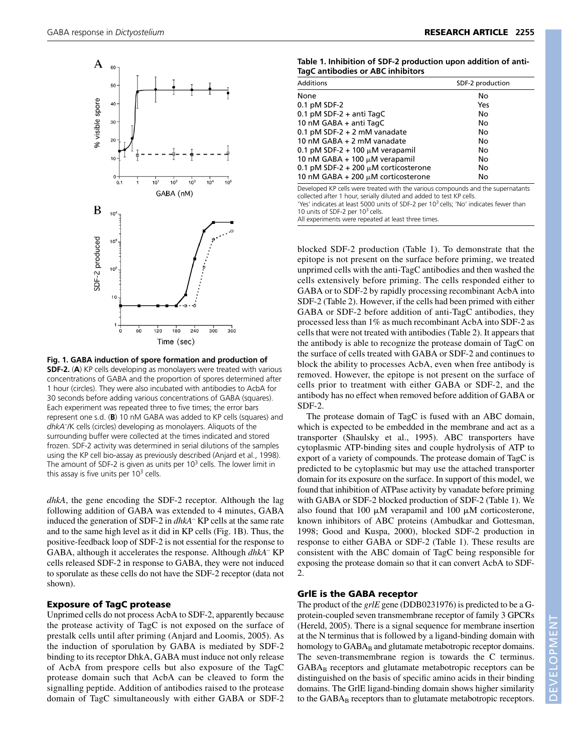**Fig. 1. GABA induction of spore formation and production of SDF-2.** (**A**) KP cells developing as monolayers were treated with various concentrations of GABA and the proportion of spores determined after 1 hour (circles). They were also incubated with antibodies to AcbA for 30 seconds before adding various concentrations of GABA (squares). Each experiment was repeated three to five times; the error bars represent one s.d. (**B**) 10 nM GABA was added to KP cells (squares) and *dhkA*⁻ cells (circles) developing as monolayers. Aliquots of the surrounding buffer were collected at the times indicated and stored frozen. SDF-2 activity was determined in serial dilutions of the samples using the KP cell bio-assay as previously described (Anjard et al., 1998). The amount of SDF-2 is given as units per $10^3$ cells. The lower limit in this assay is five units per $10^3$ cells.

*dhkA*, the gene encoding the SDF-2 receptor. Although the lag following addition of GABA was extended to 4 minutes, GABA induced the generation of SDF-2 in *dhkA*⁻ KP cells at the same rate and to the same high level as it did in KP cells (Fig. 1B). Thus, the positive-feedback loop of SDF-2 is not essential for the response to GABA, although it accelerates the response. Although *dhkA*⁻ KP cells released SDF-2 in response to GABA, they were not induced to sporulate as these cells do not have the SDF-2 receptor (data not shown).

### Exposure of TagC protease

Unprimed cells do not process AcbA to SDF-2, apparently because the protease activity of TagC is not exposed on the surface of prestalk cells until after priming (Anjard and Loomis, 2005). As the induction of sporulation by GABA is mediated by SDF-2 binding to its receptor DhkA, GABA must induce not only release of AcbA from prespore cells but also exposure of the TagC protease domain such that AcbA can be cleaved to form the signalling peptide. Addition of antibodies raised to the protease domain of TagC simultaneously with either GABA or SDF-2 blocked SDF-2 production (Table 1). To demonstrate that the epitope is not present on the surface before priming, we treated unprimed cells with the anti-TagC antibodies and then washed the cells extensively before priming. The cells responded either to GABA or to SDF-2 by rapidly processing recombinant AcbA into SDF-2 (Table 2). However, if the cells had been primed with either GABA or SDF-2 before addition of anti-TagC antibodies, they processed less than 1% as much recombinant AcbA into SDF-2 as cells that were not treated with antibodies (Table 2). It appears that the antibody is able to recognize the protease domain of TagC on the surface of cells treated with GABA or SDF-2 and continues to block the ability to processes AcbA, even when free antibody is removed. However, the epitope is not present on the surface of cells prior to treatment with either GABA or SDF-2, and the antibody has no effect when removed before addition of GABA or SDF-2.

**Table 1. Inhibition of SDF-2 production upon addition of anti-TagC antibodies or ABC inhibitors**

| Additions | SDF-2 production |
|---|---|
| None | No |
| 0.1 pM SDF-2 | Yes |
| 0.1 pM SDF-2 + anti TagC | No |
| 10 nM GABA + anti TagC | No |
| 0.1 pM SDF-2 + 2 mM vanadate | No |
| 10 nM GABA + 2 mM vanadate | No |
| 0.1 pM SDF-2 + 100 μM verapamil | No |
| 10 nM GABA + 100 μM verapamil | No |
| 0.1 pM SDF-2 + 200 μM corticosterone | No |
| 10 nM GABA + 200 μM corticosterone | No |

Developed KP cells were treated with the various compounds and the supernatants collected after 1 hour, serially diluted and added to test KP cells.
'Yes' indicates at least 5000 units of SDF-2 per $10^3$ cells; 'No' indicates fewer than 10 units of SDF-2 per $10^3$ cells.
All experiments were repeated at least three times.

The protease domain of TagC is fused with an ABC domain, which is expected to be embedded in the membrane and act as a transporter (Shaulsky et al., 1995). ABC transporters have cytoplasmic ATP-binding sites and couple hydrolysis of ATP to export of a variety of compounds. The protease domain of TagC is predicted to be cytoplasmic but may use the attached transporter domain for its exposure on the surface. In support of this model, we found that inhibition of ATPase activity by vanadate before priming with GABA or SDF-2 blocked production of SDF-2 (Table 1). We also found that 100 μM verapamil and 100 μM corticosterone, known inhibitors of ABC proteins (Ambudkar and Gottesman, 1998; Good and Kuspa, 2000), blocked SDF-2 production in response to either GABA or SDF-2 (Table 1). These results are consistent with the ABC domain of TagC being responsible for exposing the protease domain so that it can convert AcbA to SDF-2.

### GrlE is the GABA receptor

The product of the *grlE* gene (DDB0231976) is predicted to be a G-protein-coupled seven transmembrane receptor of family 3 GPCRs (Hereld, 2005). There is a signal sequence for membrane insertion at the N terminus that is followed by a ligand-binding domain with homology to $GABA_B$ and glutamate metabotropic receptor domains. The seven-transmembrane region is towards the C terminus. $GABA_B$ receptors and glutamate metabotropic receptors can be distinguished on the basis of specific amino acids in their binding domains. The GrlE ligand-binding domain shows higher similarity to the $GABA_B$ receptors than to glutamate metabotropic receptors.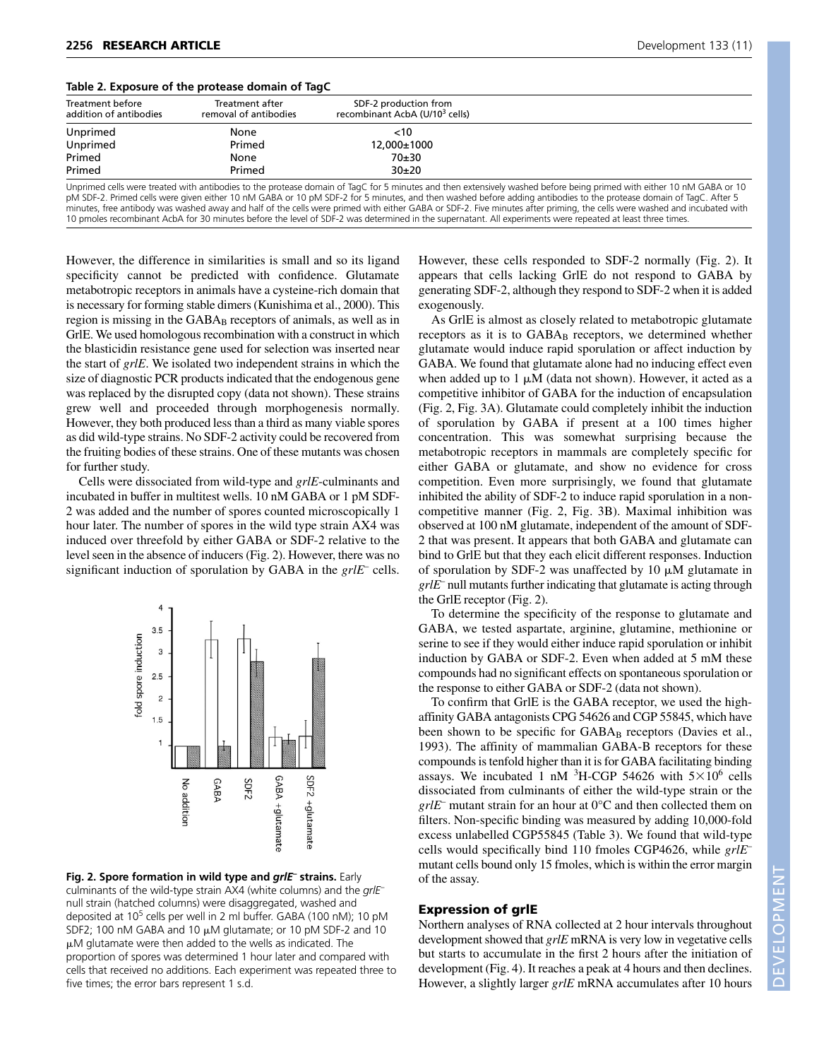**Table 2. Exposure of the protease domain of TagC**

| Treatment before addition of antibodies | Treatment after removal of antibodies | SDF-2 production from recombinant AcbA (U/$10^3$ cells) |
|---|---|---|
| Unprimed | None | <10 |
| Unprimed | Primed | 12,000±1000 |
| Primed | None | 70±30 |
| Primed | Primed | 30±20 |

Unprimed cells were treated with antibodies to the protease domain of TagC for 5 minutes and then extensively washed before being primed with either 10 nM GABA or 10 pM SDF-2. Primed cells were given either 10 nM GABA or 10 pM SDF-2 for 5 minutes, and then washed before adding antibodies to the protease domain of TagC. After 5 minutes, free antibody was washed away and half of the cells were primed with either GABA or SDF-2. Five minutes after priming, the cells were washed and incubated with 10 pmoles recombinant AcbA for 30 minutes before the level of SDF-2 was determined in the supernatant. All experiments were repeated at least three times.

However, the difference in similarities is small and so its ligand specificity cannot be predicted with confidence. Glutamate metabotropic receptors in animals have a cysteine-rich domain that is necessary for forming stable dimers (Kunishima et al., 2000). This region is missing in the $GABA_B$ receptors of animals, as well as in GrlE. We used homologous recombination with a construct in which the blasticidin resistance gene used for selection was inserted near the start of *grlE*. We isolated two independent strains in which the size of diagnostic PCR products indicated that the endogenous gene was replaced by the disrupted copy (data not shown). These strains grew well and proceeded through morphogenesis normally. However, they both produced less than a third as many viable spores as did wild-type strains. No SDF-2 activity could be recovered from the fruiting bodies of these strains. One of these mutants was chosen for further study.

Cells were dissociated from wild-type and *grlE*-culminants and incubated in buffer in multitest wells. 10 nM GABA or 1 pM SDF-2 was added and the number of spores counted microscopically 1 hour later. The number of spores in the wild type strain AX4 was induced over threefold by either GABA or SDF-2 relative to the level seen in the absence of inducers (Fig. 2). However, there was no significant induction of sporulation by GABA in the *grlE*$^-$ cells.

**Fig. 2. Spore formation in wild type and *grlE*$^-$ strains.** Early culminants of the wild-type strain AX4 (white columns) and the *grlE*$^-$ null strain (hatched columns) were disaggregated, washed and deposited at $10^5$ cells per well in 2 ml buffer. GABA (100 nM); 10 pM SDF2; 100 nM GABA and 10 μM glutamate; or 10 pM SDF-2 and 10 μM glutamate were then added to the wells as indicated. The proportion of spores was determined 1 hour later and compared with cells that received no additions. Each experiment was repeated three to five times; the error bars represent 1 s.d.

However, these cells responded to SDF-2 normally (Fig. 2). It appears that cells lacking GrlE do not respond to GABA by generating SDF-2, although they respond to SDF-2 when it is added exogenously.

As GrlE is almost as closely related to metabotropic glutamate receptors as it is to $GABA_B$ receptors, we determined whether glutamate would induce rapid sporulation or affect induction by GABA. We found that glutamate alone had no inducing effect even when added up to 1 μM (data not shown). However, it acted as a competitive inhibitor of GABA for the induction of encapsulation (Fig. 2, Fig. 3A). Glutamate could completely inhibit the induction of sporulation by GABA if present at a 100 times higher concentration. This was somewhat surprising because the metabotropic receptors in mammals are completely specific for either GABA or glutamate, and show no evidence for cross competition. Even more surprisingly, we found that glutamate inhibited the ability of SDF-2 to induce rapid sporulation in a non-competitive manner (Fig. 2, Fig. 3B). Maximal inhibition was observed at 100 nM glutamate, independent of the amount of SDF-2 that was present. It appears that both GABA and glutamate can bind to GrlE but that they each elicit different responses. Induction of sporulation by SDF-2 was unaffected by 10 μM glutamate in *grlE*$^-$ null mutants further indicating that glutamate is acting through the GrlE receptor (Fig. 2).

To determine the specificity of the response to glutamate and GABA, we tested aspartate, arginine, glutamine, methionine or serine to see if they would either induce rapid sporulation or inhibit induction by GABA or SDF-2. Even when added at 5 mM these compounds had no significant effects on spontaneous sporulation or the response to either GABA or SDF-2 (data not shown).

To confirm that GrlE is the GABA receptor, we used the high-affinity GABA antagonists CPG 54626 and CGP 55845, which have been shown to be specific for $GABA_B$ receptors (Davies et al., 1993). The affinity of mammalian GABA-B receptors for these compounds is tenfold higher than it is for GABA facilitating binding assays. We incubated 1 nM $^3$H-CGP 54626 with $5\times10^6$ cells dissociated from culminants of either the wild-type strain or the *grlE*$^-$ mutant strain for an hour at 0°C and then collected them on filters. Non-specific binding was measured by adding 10,000-fold excess unlabelled CGP55845 (Table 3). We found that wild-type cells would specifically bind 110 fmoles CGP4626, while *grlE*$^-$ mutant cells bound only 15 fmoles, which is within the error margin of the assay.

## Expression of grlE

Northern analyses of RNA collected at 2 hour intervals throughout development showed that *grlE* mRNA is very low in vegetative cells but starts to accumulate in the first 2 hours after the initiation of development (Fig. 4). It reaches a peak at 4 hours and then declines. However, a slightly larger *grlE* mRNA accumulates after 10 hours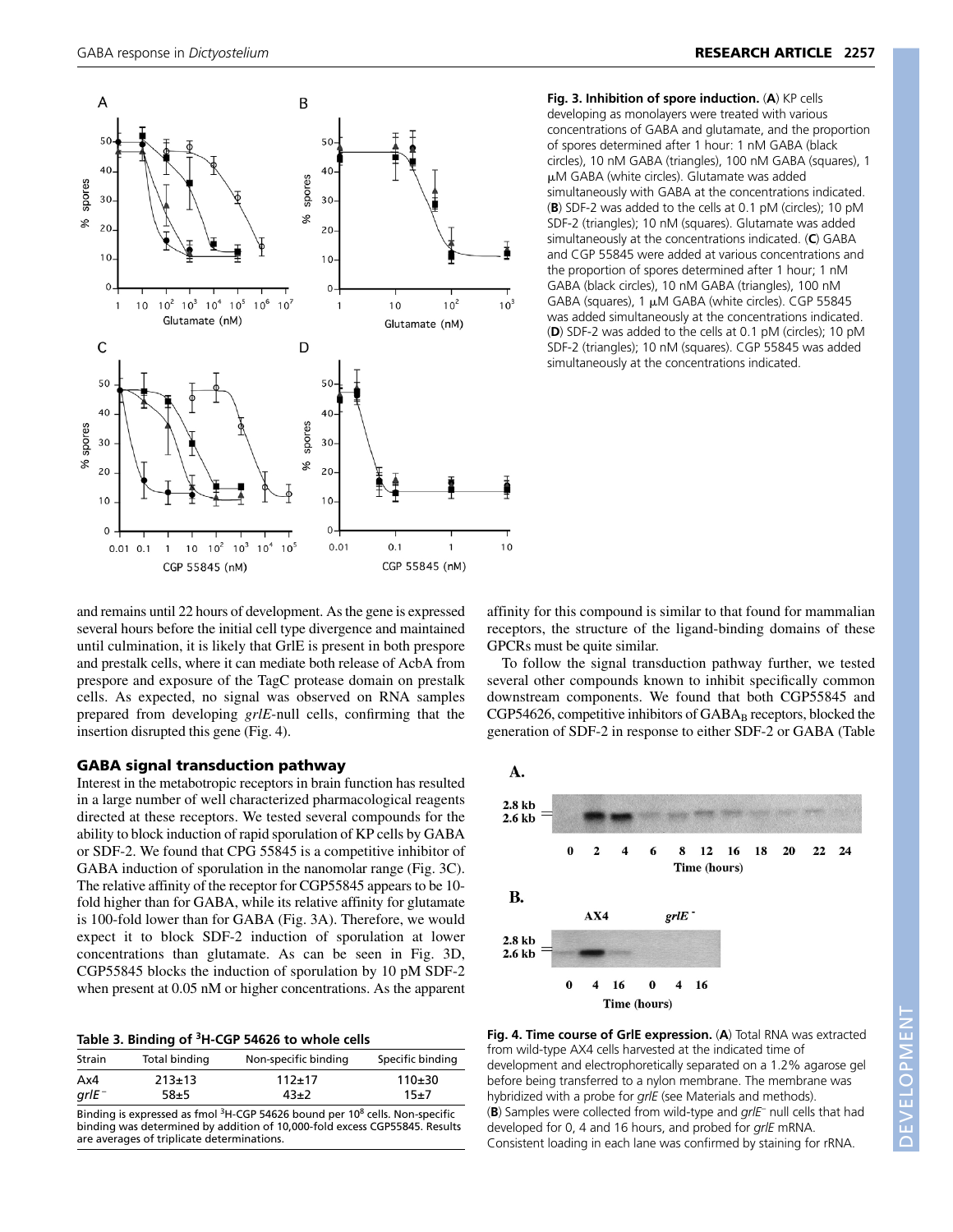Fig. 3. Inhibition of spore induction. (A) KP cells developing as monolayers were treated with various concentrations of GABA and glutamate, and the proportion of spores determined after 1 hour: 1 nM GABA (black circles), 10 nM GABA (triangles), 100 nM GABA (squares), 1 μM GABA (white circles). Glutamate was added simultaneously with GABA at the concentrations indicated. (B) SDF-2 was added to the cells at 0.1 pM (circles); 10 pM SDF-2 (triangles); 10 nM (squares). Glutamate was added simultaneously at the concentrations indicated. (C) GABA and CGP 55845 were added at various concentrations and the proportion of spores determined after 1 hour; 1 nM GABA (black circles), 10 nM GABA (triangles), 100 nM GABA (squares), 1 μM GABA (white circles). CGP 55845 was added simultaneously at the concentrations indicated. (D) SDF-2 was added to the cells at 0.1 pM (circles); 10 pM SDF-2 (triangles); 10 nM (squares). CGP 55845 was added simultaneously at the concentrations indicated.

and remains until 22 hours of development. As the gene is expressed several hours before the initial cell type divergence and maintained until culmination, it is likely that GrlE is present in both prespore and prestalk cells, where it can mediate both release of AcbA from prespore and exposure of the TagC protease domain on prestalk cells. As expected, no signal was observed on RNA samples prepared from developing *grlE*-null cells, confirming that the insertion disrupted this gene (Fig. 4).

## GABA signal transduction pathway

Interest in the metabotropic receptors in brain function has resulted in a large number of well characterized pharmacological reagents directed at these receptors. We tested several compounds for the ability to block induction of rapid sporulation of KP cells by GABA or SDF-2. We found that CPG 55845 is a competitive inhibitor of GABA induction of sporulation in the nanomolar range (Fig. 3C). The relative affinity of the receptor for CGP55845 appears to be 10-fold higher than for GABA, while its relative affinity for glutamate is 100-fold lower than for GABA (Fig. 3A). Therefore, we would expect it to block SDF-2 induction of sporulation at lower concentrations than glutamate. As can be seen in Fig. 3D, CGP55845 blocks the induction of sporulation by 10 pM SDF-2 when present at 0.05 nM or higher concentrations. As the apparent affinity for this compound is similar to that found for mammalian receptors, the structure of the ligand-binding domains of these GPCRs must be quite similar.

To follow the signal transduction pathway further, we tested several other compounds known to inhibit specifically common downstream components. We found that both CGP55845 and CGP54626, competitive inhibitors of $GABA_B$ receptors, blocked the generation of SDF-2 in response to either SDF-2 or GABA (Table

**Table 3. Binding of $^3$H-CGP 54626 to whole cells**

| Strain | Total binding | Non-specific binding | Specific binding |
|---|---|---|---|
| Ax4 | 213±13 | 112±17 | 110±30 |
| *grlE*$^-$ | 58±5 | 43±2 | 15±7 |

Binding is expressed as fmol $^3$H-CGP 54626 bound per $10^8$ cells. Non-specific binding was determined by addition of 10,000-fold excess CGP55845. Results are averages of triplicate determinations.

**Fig. 4. Time course of GrlE expression.** (**A**) Total RNA was extracted from wild-type AX4 cells harvested at the indicated time of development and electrophoretically separated on a 1.2% agarose gel before being transferred to a nylon membrane. The membrane was hybridized with a probe for *grlE* (see Materials and methods). (**B**) Samples were collected from wild-type and *grlE*$^-$ null cells that had developed for 0, 4 and 16 hours, and probed for *grlE* mRNA. Consistent loading in each lane was confirmed by staining for rRNA.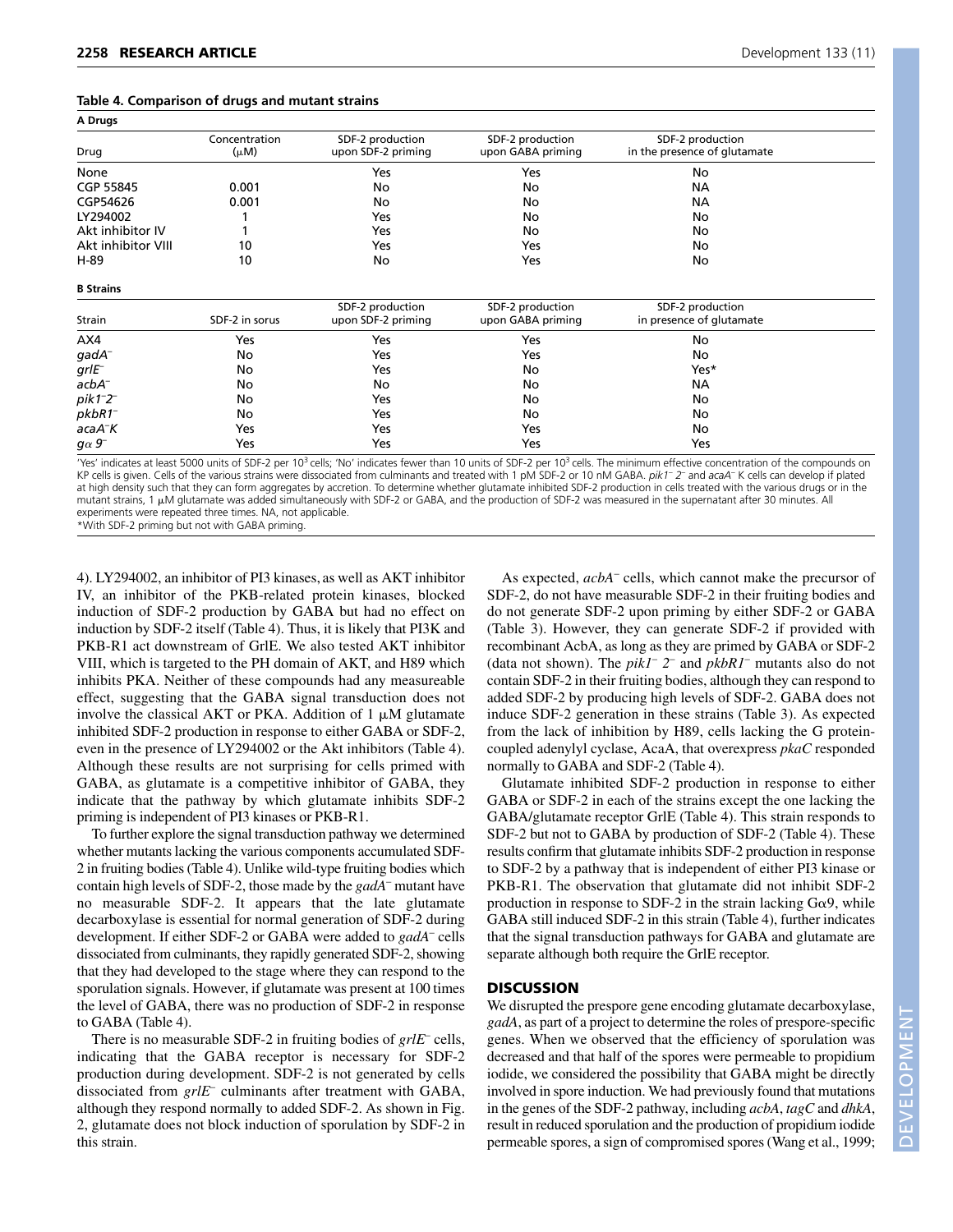**Table 4. Comparison of drugs and mutant strains**

**A Drugs**

| Drug | Concentration (μM) | SDF-2 production upon SDF-2 priming | SDF-2 production upon GABA priming | SDF-2 production in the presence of glutamate |
|---|---|---|---|---|
| None | | Yes | Yes | No |
| CGP 55845 | 0.001 | No | No | NA |
| CGP54626 | 0.001 | No | No | NA |
| LY294002 | 1 | Yes | No | No |
| Akt inhibitor IV | 1 | Yes | No | No |
| Akt inhibitor VIII | 10 | Yes | Yes | No |
| H-89 | 10 | No | Yes | No |

**B Strains**

| Strain | SDF-2 in sorus | SDF-2 production upon SDF-2 priming | SDF-2 production upon GABA priming | SDF-2 production in presence of glutamate |
|---|---|---|---|---|
| AX4 | Yes | Yes | Yes | No |
| *gadA*⁻ | No | Yes | Yes | No |
| *grlE*⁻ | No | Yes | No | Yes* |
| *acbA*⁻ | No | No | No | NA |
| *pik1*⁻*2*⁻ | No | Yes | No | No |
| *pkbR1*⁻ | No | Yes | No | No |
| *acaA*⁻K | Yes | Yes | Yes | No |
| *gα 9*⁻ | Yes | Yes | Yes | Yes |

'Yes' indicates at least 5000 units of SDF-2 per $10^3$ cells; 'No' indicates fewer than 10 units of SDF-2 per $10^3$ cells. The minimum effective concentration of the compounds on KP cells is given. Cells of the various strains were dissociated from culminants and treated with 1 pM SDF-2 or 10 nM GABA. *pik1*⁻ *2*⁻ and *acaA*⁻ K cells can develop if plated at high density such that they can form aggregates by accretion. To determine whether glutamate inhibited SDF-2 production in cells treated with the various drugs or in the mutant strains, 1 μM glutamate was added simultaneously with SDF-2 or GABA, and the production of SDF-2 was measured in the supernatant after 30 minutes. All experiments were repeated three times. NA, not applicable.
*With SDF-2 priming but not with GABA priming.

4). LY294002, an inhibitor of PI3 kinases, as well as AKT inhibitor IV, an inhibitor of the PKB-related protein kinases, blocked induction of SDF-2 production by GABA but had no effect on induction by SDF-2 itself (Table 4). Thus, it is likely that PI3K and PKB-R1 act downstream of GrlE. We also tested AKT inhibitor VIII, which is targeted to the PH domain of AKT, and H89 which inhibits PKA. Neither of these compounds had any measureable effect, suggesting that the GABA signal transduction does not involve the classical AKT or PKA. Addition of 1 μM glutamate inhibited SDF-2 production in response to either GABA or SDF-2, even in the presence of LY294002 or the Akt inhibitors (Table 4). Although these results are not surprising for cells primed with GABA, as glutamate is a competitive inhibitor of GABA, they indicate that the pathway by which glutamate inhibits SDF-2 priming is independent of PI3 kinases or PKB-R1.

To further explore the signal transduction pathway we determined whether mutants lacking the various components accumulated SDF-2 in fruiting bodies (Table 4). Unlike wild-type fruiting bodies which contain high levels of SDF-2, those made by the *gadA*⁻ mutant have no measurable SDF-2. It appears that the late glutamate decarboxylase is essential for normal generation of SDF-2 during development. If either SDF-2 or GABA were added to *gadA*⁻ cells dissociated from culminants, they rapidly generated SDF-2, showing that they had developed to the stage where they can respond to the sporulation signals. However, if glutamate was present at 100 times the level of GABA, there was no production of SDF-2 in response to GABA (Table 4).

There is no measurable SDF-2 in fruiting bodies of *grlE*⁻ cells, indicating that the GABA receptor is necessary for SDF-2 production during development. SDF-2 is not generated by cells dissociated from *grlE*⁻ culminants after treatment with GABA, although they respond normally to added SDF-2. As shown in Fig. 2, glutamate does not block induction of sporulation by SDF-2 in this strain.

As expected, *acbA*⁻ cells, which cannot make the precursor of SDF-2, do not have measurable SDF-2 in their fruiting bodies and do not generate SDF-2 upon priming by either SDF-2 or GABA (Table 3). However, they can generate SDF-2 if provided with recombinant AcbA, as long as they are primed by GABA or SDF-2 (data not shown). The *pik1*⁻ *2*⁻ and *pkbR1*⁻ mutants also do not contain SDF-2 in their fruiting bodies, although they can respond to added SDF-2 by producing high levels of SDF-2. GABA does not induce SDF-2 generation in these strains (Table 3). As expected from the lack of inhibition by H89, cells lacking the G protein-coupled adenylyl cyclase, AcaA, that overexpress *pkaC* responded normally to GABA and SDF-2 (Table 4).

Glutamate inhibited SDF-2 production in response to either GABA or SDF-2 in each of the strains except the one lacking the GABA/glutamate receptor GrlE (Table 4). This strain responds to SDF-2 but not to GABA by production of SDF-2 (Table 4). These results confirm that glutamate inhibits SDF-2 production in response to SDF-2 by a pathway that is independent of either PI3 kinase or PKB-R1. The observation that glutamate did not inhibit SDF-2 production in response to SDF-2 in the strain lacking Gα9, while GABA still induced SDF-2 in this strain (Table 4), further indicates that the signal transduction pathways for GABA and glutamate are separate although both require the GrlE receptor.

## DISCUSSION

We disrupted the prespore gene encoding glutamate decarboxylase, *gadA*, as part of a project to determine the roles of prespore-specific genes. When we observed that the efficiency of sporulation was decreased and that half of the spores were permeable to propidium iodide, we considered the possibility that GABA might be directly involved in spore induction. We had previously found that mutations in the genes of the SDF-2 pathway, including *acbA*, *tagC* and *dhkA*, result in reduced sporulation and the production of propidium iodide permeable spores, a sign of compromised spores (Wang et al., 1999;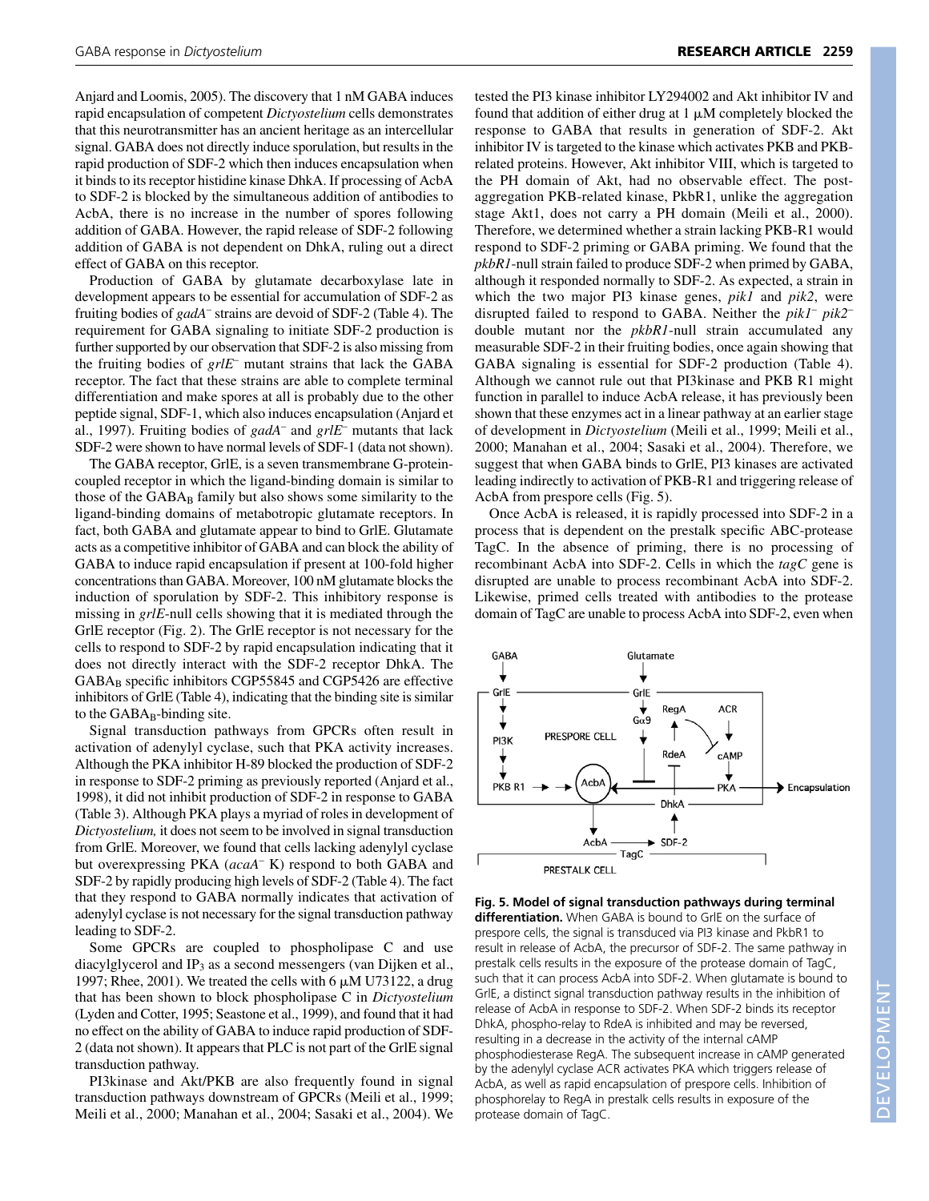Anjard and Loomis, 2005). The discovery that 1 nM GABA induces rapid encapsulation of competent *Dictyostelium* cells demonstrates that this neurotransmitter has an ancient heritage as an intercellular signal. GABA does not directly induce sporulation, but results in the rapid production of SDF-2 which then induces encapsulation when it binds to its receptor histidine kinase DhkA. If processing of AcbA to SDF-2 is blocked by the simultaneous addition of antibodies to AcbA, there is no increase in the number of spores following addition of GABA. However, the rapid release of SDF-2 following addition of GABA is not dependent on DhkA, ruling out a direct effect of GABA on this receptor.

Production of GABA by glutamate decarboxylase late in development appears to be essential for accumulation of SDF-2 as fruiting bodies of *gadA*$^-$ strains are devoid of SDF-2 (Table 4). The requirement for GABA signaling to initiate SDF-2 production is further supported by our observation that SDF-2 is also missing from the fruiting bodies of *grlE*$^-$ mutant strains that lack the GABA receptor. The fact that these strains are able to complete terminal differentiation and make spores at all is probably due to the other peptide signal, SDF-1, which also induces encapsulation (Anjard et al., 1997). Fruiting bodies of *gadA*$^-$ and *grlE*$^-$ mutants that lack SDF-2 were shown to have normal levels of SDF-1 (data not shown).

The GABA receptor, GrlE, is a seven transmembrane G-protein-coupled receptor in which the ligand-binding domain is similar to those of the $GABA_B$ family but also shows some similarity to the ligand-binding domains of metabotropic glutamate receptors. In fact, both GABA and glutamate appear to bind to GrlE. Glutamate acts as a competitive inhibitor of GABA and can block the ability of GABA to induce rapid encapsulation if present at 100-fold higher concentrations than GABA. Moreover, 100 nM glutamate blocks the induction of sporulation by SDF-2. This inhibitory response is missing in *grlE*-null cells showing that it is mediated through the GrlE receptor (Fig. 2). The GrlE receptor is not necessary for the cells to respond to SDF-2 by rapid encapsulation indicating that it does not directly interact with the SDF-2 receptor DhkA. The $GABA_B$ specific inhibitors CGP55845 and CGP5426 are effective inhibitors of GrlE (Table 4), indicating that the binding site is similar to the $GABA_B$-binding site.

Signal transduction pathways from GPCRs often result in activation of adenylyl cyclase, such that PKA activity increases. Although the PKA inhibitor H-89 blocked the production of SDF-2 in response to SDF-2 priming as previously reported (Anjard et al., 1998), it did not inhibit production of SDF-2 in response to GABA (Table 3). Although PKA plays a myriad of roles in development of *Dictyostelium,* it does not seem to be involved in signal transduction from GrlE. Moreover, we found that cells lacking adenylyl cyclase but overexpressing PKA (*acaA*$^-$ K) respond to both GABA and SDF-2 by rapidly producing high levels of SDF-2 (Table 4). The fact that they respond to GABA normally indicates that activation of adenylyl cyclase is not necessary for the signal transduction pathway leading to SDF-2.

Some GPCRs are coupled to phospholipase C and use diacylglycerol and $IP_3$ as a second messengers (van Dijken et al., 1997; Rhee, 2001). We treated the cells with 6 μM U73122, a drug that has been shown to block phospholipase C in *Dictyostelium* (Lyden and Cotter, 1995; Seastone et al., 1999), and found that it had no effect on the ability of GABA to induce rapid production of SDF-2 (data not shown). It appears that PLC is not part of the GrlE signal transduction pathway.

PI3kinase and Akt/PKB are also frequently found in signal transduction pathways downstream of GPCRs (Meili et al., 1999; Meili et al., 2000; Manahan et al., 2004; Sasaki et al., 2004). We tested the PI3 kinase inhibitor LY294002 and Akt inhibitor IV and found that addition of either drug at 1 μM completely blocked the response to GABA that results in generation of SDF-2. Akt inhibitor IV is targeted to the kinase which activates PKB and PKB-related proteins. However, Akt inhibitor VIII, which is targeted to the PH domain of Akt, had no observable effect. The post-aggregation PKB-related kinase, PkbR1, unlike the aggregation stage Akt1, does not carry a PH domain (Meili et al., 2000). Therefore, we determined whether a strain lacking PKB-R1 would respond to SDF-2 priming or GABA priming. We found that the *pkbR1*-null strain failed to produce SDF-2 when primed by GABA, although it responded normally to SDF-2. As expected, a strain in which the two major PI3 kinase genes, *pik1* and *pik2*, were disrupted failed to respond to GABA. Neither the *pik1*$^-$ *pik2*$^-$ double mutant nor the *pkbR1*-null strain accumulated any measurable SDF-2 in their fruiting bodies, once again showing that GABA signaling is essential for SDF-2 production (Table 4). Although we cannot rule out that PI3kinase and PKB R1 might function in parallel to induce AcbA release, it has previously been shown that these enzymes act in a linear pathway at an earlier stage of development in *Dictyostelium* (Meili et al., 1999; Meili et al., 2000; Manahan et al., 2004; Sasaki et al., 2004). Therefore, we suggest that when GABA binds to GrlE, PI3 kinases are activated leading indirectly to activation of PKB-R1 and triggering release of AcbA from prespore cells (Fig. 5).

Once AcbA is released, it is rapidly processed into SDF-2 in a process that is dependent on the prestalk specific ABC-protease TagC. In the absence of priming, there is no processing of recombinant AcbA into SDF-2. Cells in which the *tagC* gene is disrupted are unable to process recombinant AcbA into SDF-2. Likewise, primed cells treated with antibodies to the protease domain of TagC are unable to process AcbA into SDF-2, even when

**Fig. 5. Model of signal transduction pathways during terminal differentiation.** When GABA is bound to GrlE on the surface of prespore cells, the signal is transduced via PI3 kinase and PkbR1 to result in release of AcbA, the precursor of SDF-2. The same pathway in prestalk cells results in the exposure of the protease domain of TagC, such that it can process AcbA into SDF-2. When glutamate is bound to GrlE, a distinct signal transduction pathway results in the inhibition of release of AcbA in response to SDF-2. When SDF-2 binds its receptor DhkA, phospho-relay to RdeA is inhibited and may be reversed, resulting in a decrease in the activity of the internal cAMP phosphodiesterase RegA. The subsequent increase in cAMP generated by the adenylyl cyclase ACR activates PKA which triggers release of AcbA, as well as rapid encapsulation of prespore cells. Inhibition of phosphorelay to RegA in prestalk cells results in exposure of the protease domain of TagC.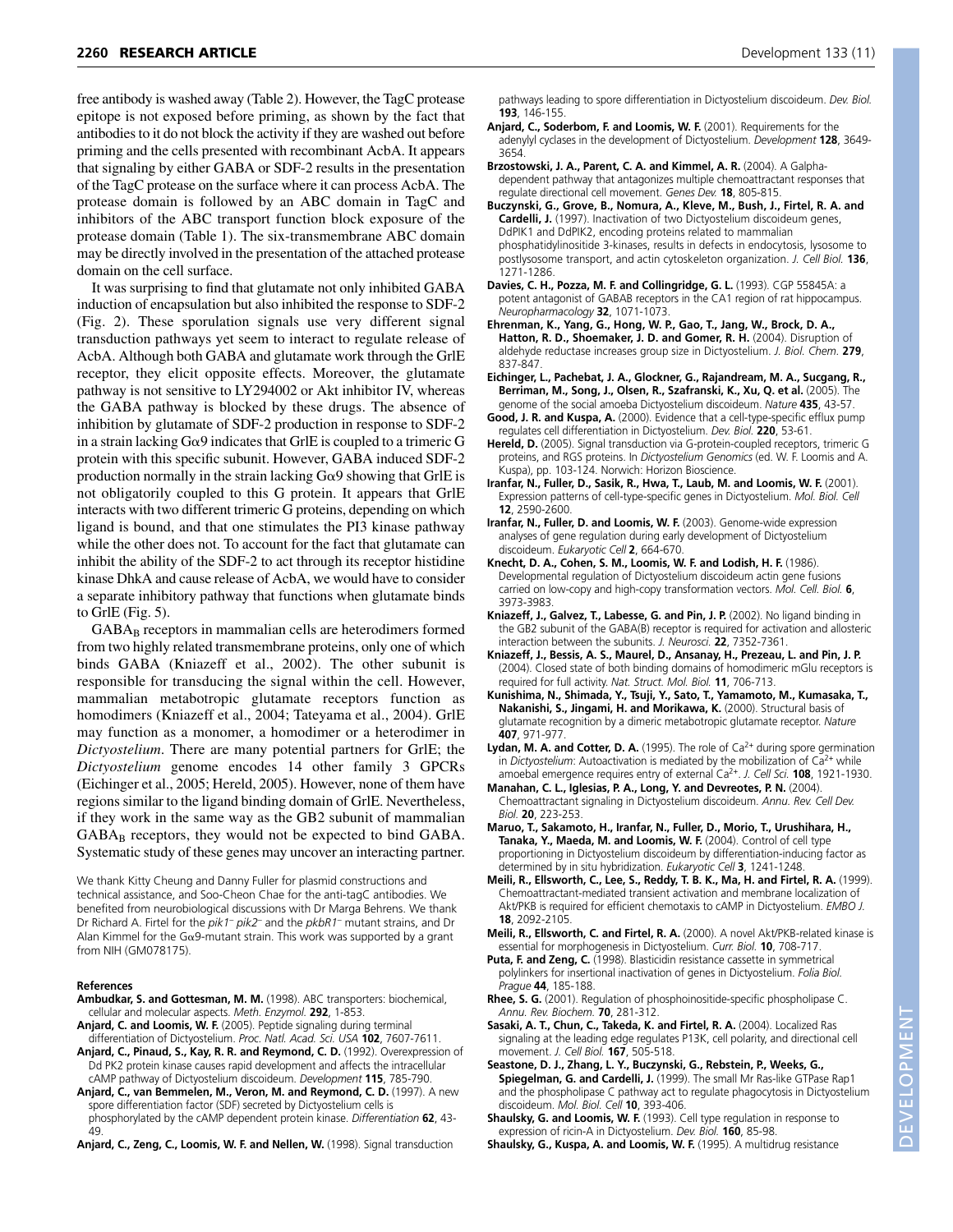free antibody is washed away (Table 2). However, the TagC protease epitope is not exposed before priming, as shown by the fact that antibodies to it do not block the activity if they are washed out before priming and the cells presented with recombinant AcbA. It appears that signaling by either GABA or SDF-2 results in the presentation of the TagC protease on the surface where it can process AcbA. The protease domain is followed by an ABC domain in TagC and inhibitors of the ABC transport function block exposure of the protease domain (Table 1). The six-transmembrane ABC domain may be directly involved in the presentation of the attached protease domain on the cell surface.

It was surprising to find that glutamate not only inhibited GABA induction of encapsulation but also inhibited the response to SDF-2 (Fig. 2). These sporulation signals use very different signal transduction pathways yet seem to interact to regulate release of AcbA. Although both GABA and glutamate work through the GrlE receptor, they elicit opposite effects. Moreover, the glutamate pathway is not sensitive to LY294002 or Akt inhibitor IV, whereas the GABA pathway is blocked by these drugs. The absence of inhibition by glutamate of SDF-2 production in response to SDF-2 in a strain lacking Gα9 indicates that GrlE is coupled to a trimeric G protein with this specific subunit. However, GABA induced SDF-2 production normally in the strain lacking Gα9 showing that GrlE is not obligatorily coupled to this G protein. It appears that GrlE interacts with two different trimeric G proteins, depending on which ligand is bound, and that one stimulates the PI3 kinase pathway while the other does not. To account for the fact that glutamate can inhibit the ability of the SDF-2 to act through its receptor histidine kinase DhkA and cause release of AcbA, we would have to consider a separate inhibitory pathway that functions when glutamate binds to GrlE (Fig. 5).

$GABA_B$ receptors in mammalian cells are heterodimers formed from two highly related transmembrane proteins, only one of which binds GABA (Kniazeff et al., 2002). The other subunit is responsible for transducing the signal within the cell. However, mammalian metabotropic glutamate receptors function as homodimers (Kniazeff et al., 2004; Tateyama et al., 2004). GrlE may function as a monomer, a homodimer or a heterodimer in *Dictyostelium*. There are many potential partners for GrlE; the *Dictyostelium* genome encodes 14 other family 3 GPCRs (Eichinger et al., 2005; Hereld, 2005). However, none of them have regions similar to the ligand binding domain of GrlE. Nevertheless, if they work in the same way as the GB2 subunit of mammalian $GABA_B$ receptors, they would not be expected to bind GABA. Systematic study of these genes may uncover an interacting partner.

We thank Kitty Cheung and Danny Fuller for plasmid constructions and technical assistance, and Soo-Cheon Chae for the anti-tagC antibodies. We benefited from neurobiological discussions with Dr Marga Behrens. We thank Dr Richard A. Firtel for the *pik1– pik2–* and the *pkbR1–* mutant strains, and Dr Alan Kimmel for the Gα9-mutant strain. This work was supported by a grant from NIH (GM078175).

## References

**Ambudkar, S. and Gottesman, M. M.** (1998). ABC transporters: biochemical, cellular and molecular aspects. *Meth. Enzymol.* **292**, 1-853.

**Anjard, C. and Loomis, W. F.** (2005). Peptide signaling during terminal differentiation of Dictyostelium. *Proc. Natl. Acad. Sci. USA* **102**, 7607-7611.

**Anjard, C., Pinaud, S., Kay, R. R. and Reymond, C. D.** (1992). Overexpression of Dd PK2 protein kinase causes rapid development and affects the intracellular cAMP pathway of Dictyostelium discoideum. *Development* **115**, 785-790.

**Anjard, C., van Bemmelen, M., Veron, M. and Reymond, C. D.** (1997). A new spore differentiation factor (SDF) secreted by Dictyostelium cells is phosphorylated by the cAMP dependent protein kinase. *Differentiation* **62**, 43-49.

**Anjard, C., Zeng, C., Loomis, W. F. and Nellen, W.** (1998). Signal transduction pathways leading to spore differentiation in Dictyostelium discoideum. *Dev. Biol.* **193**, 146-155.

**Anjard, C., Soderbom, F. and Loomis, W. F.** (2001). Requirements for the adenylyl cyclases in the development of Dictyostelium. *Development* **128**, 3649-3654.

**Brzostowski, J. A., Parent, C. A. and Kimmel, A. R.** (2004). A Galpha-dependent pathway that antagonizes multiple chemoattractant responses that regulate directional cell movement. *Genes Dev.* **18**, 805-815.

**Buczynski, G., Grove, B., Nomura, A., Kleve, M., Bush, J., Firtel, R. A. and Cardelli, J.** (1997). Inactivation of two Dictyostelium discoideum genes, DdPIK1 and DdPIK2, encoding proteins related to mammalian phosphatidylinositide 3-kinases, results in defects in endocytosis, lysosome to postlysosome transport, and actin cytoskeleton organization. *J. Cell Biol.* **136**, 1271-1286.

**Davies, C. H., Pozza, M. F. and Collingridge, G. L.** (1993). CGP 55845A: a potent antagonist of GABAB receptors in the CA1 region of rat hippocampus. *Neuropharmacology* **32**, 1071-1073.

**Ehrenman, K., Yang, G., Hong, W. P., Gao, T., Jang, W., Brock, D. A., Hatton, R. D., Shoemaker, J. D. and Gomer, R. H.** (2004). Disruption of aldehyde reductase increases group size in Dictyostelium. *J. Biol. Chem.* **279**, 837-847.

**Eichinger, L., Pachebat, J. A., Glockner, G., Rajandream, M. A., Sucgang, R., Berriman, M., Song, J., Olsen, R., Szafranski, K., Xu, Q. et al.** (2005). The genome of the social amoeba Dictyostelium discoideum. *Nature* **435**, 43-57.

**Good, J. R. and Kuspa, A.** (2000). Evidence that a cell-type-specific efflux pump regulates cell differentiation in Dictyostelium. *Dev. Biol.* **220**, 53-61.

**Hereld, D.** (2005). Signal transduction via G-protein-coupled receptors, trimeric G proteins, and RGS proteins. In *Dictyostelium Genomics* (ed. W. F. Loomis and A. Kuspa), pp. 103-124. Norwich: Horizon Bioscience.

**Iranfar, N., Fuller, D., Sasik, R., Hwa, T., Laub, M. and Loomis, W. F.** (2001). Expression patterns of cell-type-specific genes in Dictyostelium. *Mol. Biol. Cell* **12**, 2590-2600.

**Iranfar, N., Fuller, D. and Loomis, W. F.** (2003). Genome-wide expression analyses of gene regulation during early development of Dictyostelium discoideum. *Eukaryotic Cell* **2**, 664-670.

**Knecht, D. A., Cohen, S. M., Loomis, W. F. and Lodish, H. F.** (1986). Developmental regulation of Dictyostelium discoideum actin gene fusions carried on low-copy and high-copy transformation vectors. *Mol. Cell. Biol.* **6**, 3973-3983.

**Kniazeff, J., Galvez, T., Labesse, G. and Pin, J. P.** (2002). No ligand binding in the GB2 subunit of the GABA(B) receptor is required for activation and allosteric interaction between the subunits. *J. Neurosci.* **22**, 7352-7361.

**Kniazeff, J., Bessis, A. S., Maurel, D., Ansanay, H., Prezeau, L. and Pin, J. P.** (2004). Closed state of both binding domains of homodimeric mGlu receptors is required for full activity. *Nat. Struct. Mol. Biol.* **11**, 706-713.

**Kunishima, N., Shimada, Y., Tsuji, Y., Sato, T., Yamamoto, M., Kumasaka, T., Nakanishi, S., Jingami, H. and Morikawa, K.** (2000). Structural basis of glutamate recognition by a dimeric metabotropic glutamate receptor. *Nature* **407**, 971-977.

**Lydan, M. A. and Cotter, D. A.** (1995). The role of $Ca^{2+}$ during spore germination in *Dictyostelium*: Autoactivation is mediated by the mobilization of $Ca^{2+}$ while amoebal emergence requires entry of external $Ca^{2+}$. *J. Cell Sci.* **108**, 1921-1930.

**Manahan, C. L., Iglesias, P. A., Long, Y. and Devreotes, P. N.** (2004). Chemoattractant signaling in Dictyostelium discoideum. *Annu. Rev. Cell Dev. Biol.* **20**, 223-253.

**Maruo, T., Sakamoto, H., Iranfar, N., Fuller, D., Morio, T., Urushihara, H., Tanaka, Y., Maeda, M. and Loomis, W. F.** (2004). Control of cell type proportioning in Dictyostelium discoideum by differentiation-inducing factor as determined by in situ hybridization. *Eukaryotic Cell* **3**, 1241-1248.

**Meili, R., Ellsworth, C., Lee, S., Reddy, T. B. K., Ma, H. and Firtel, R. A.** (1999). Chemoattractant-mediated transient activation and membrane localization of Akt/PKB is required for efficient chemotaxis to cAMP in Dictyostelium. *EMBO J.* **18**, 2092-2105.

**Meili, R., Ellsworth, C. and Firtel, R. A.** (2000). A novel Akt/PKB-related kinase is essential for morphogenesis in Dictyostelium. *Curr. Biol.* **10**, 708-717.

**Puta, F. and Zeng, C.** (1998). Blasticidin resistance cassette in symmetrical polylinkers for insertional inactivation of genes in Dictyostelium. *Folia Biol. Prague* **44**, 185-188.

**Rhee, S. G.** (2001). Regulation of phosphoinositide-specific phospholipase C. *Annu. Rev. Biochem.* **70**, 281-312.

**Sasaki, A. T., Chun, C., Takeda, K. and Firtel, R. A.** (2004). Localized Ras signaling at the leading edge regulates P13K, cell polarity, and directional cell movement. *J. Cell Biol.* **167**, 505-518.

**Seastone, D. J., Zhang, L. Y., Buczynski, G., Rebstein, P., Weeks, G., Spiegelman, G. and Cardelli, J.** (1999). The small Mr Ras-like GTPase Rap1 and the phospholipase C pathway act to regulate phagocytosis in Dictyostelium discoideum. *Mol. Biol. Cell* **10**, 393-406.

**Shaulsky, G. and Loomis, W. F.** (1993). Cell type regulation in response to expression of ricin-A in Dictyostelium. *Dev. Biol.* **160**, 85-98.

**Shaulsky, G., Kuspa, A. and Loomis, W. F.** (1995). A multidrug resistance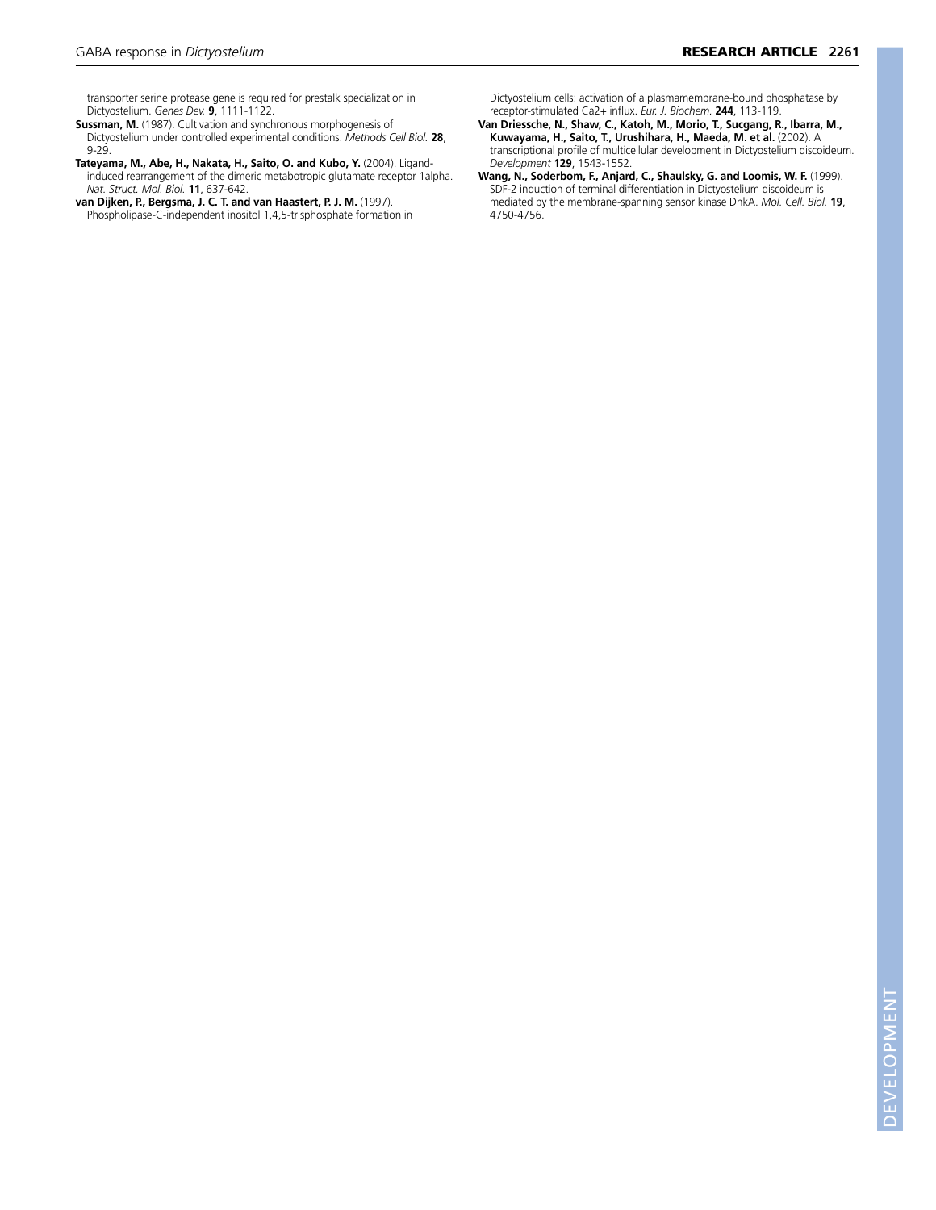transporter serine protease gene is required for prestalk specialization in Dictyostelium. *Genes Dev.* **9**, 1111-1122.

**Sussman, M.** (1987). Cultivation and synchronous morphogenesis of Dictyostelium under controlled experimental conditions. *Methods Cell Biol.* **28**, 9-29.

**Tateyama, M., Abe, H., Nakata, H., Saito, O. and Kubo, Y.** (2004). Ligand-induced rearrangement of the dimeric metabotropic glutamate receptor 1alpha. *Nat. Struct. Mol. Biol.* **11**, 637-642.

**van Dijken, P., Bergsma, J. C. T. and van Haastert, P. J. M.** (1997). Phospholipase-C-independent inositol 1,4,5-trisphosphate formation in Dictyostelium cells: activation of a plasmamembrane-bound phosphatase by receptor-stimulated Ca2+ influx. *Eur. J. Biochem.* **244**, 113-119.

**Van Driessche, N., Shaw, C., Katoh, M., Morio, T., Sucgang, R., Ibarra, M., Kuwayama, H., Saito, T., Urushihara, H., Maeda, M. et al.** (2002). A transcriptional profile of multicellular development in Dictyostelium discoideum. *Development* **129**, 1543-1552.

**Wang, N., Soderbom, F., Anjard, C., Shaulsky, G. and Loomis, W. F.** (1999). SDF-2 induction of terminal differentiation in Dictyostelium discoideum is mediated by the membrane-spanning sensor kinase DhkA. *Mol. Cell. Biol.* **19**, 4750-4756.